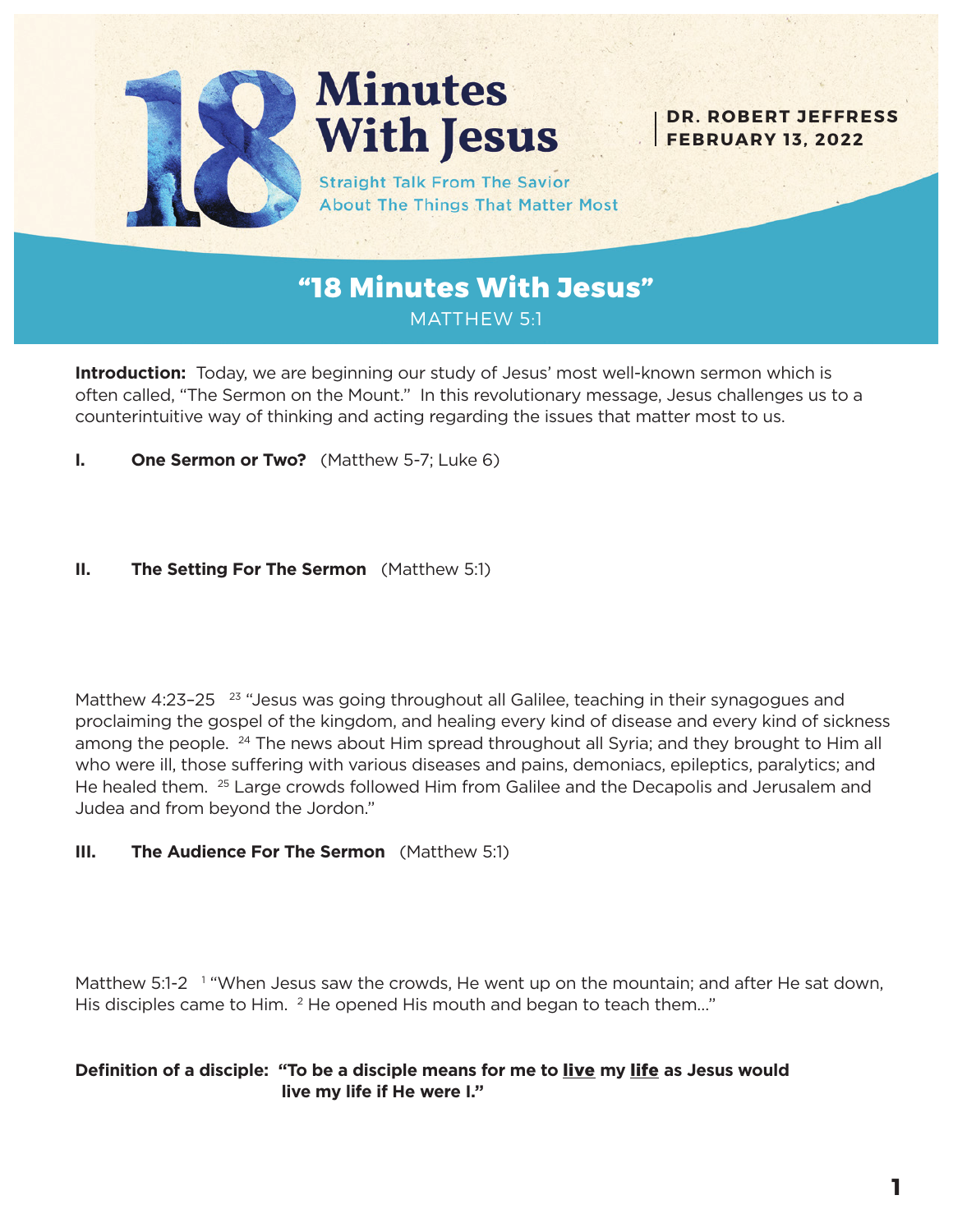# 18 Minutes With Jesus

Straight Talk From The Savior About The Things That Matter Most

**DR. ROBERT JEFFRESS**
**FEBRUARY 13, 2022**

## "18 Minutes With Jesus"

MATTHEW 5:1

**Introduction:** Today, we are beginning our study of Jesus' most well-known sermon which is often called, "The Sermon on the Mount." In this revolutionary message, Jesus challenges us to a counterintuitive way of thinking and acting regarding the issues that matter most to us.

**I. One Sermon or Two?** (Matthew 5-7; Luke 6)

**II. The Setting For The Sermon** (Matthew 5:1)

Matthew 4:23–25 [23] "Jesus was going throughout all Galilee, teaching in their synagogues and proclaiming the gospel of the kingdom, and healing every kind of disease and every kind of sickness among the people. [24] The news about Him spread throughout all Syria; and they brought to Him all who were ill, those suffering with various diseases and pains, demoniacs, epileptics, paralytics; and He healed them. [25] Large crowds followed Him from Galilee and the Decapolis and Jerusalem and Judea and from beyond the Jordon."

**III. The Audience For The Sermon** (Matthew 5:1)

Matthew 5:1-2 [1] "When Jesus saw the crowds, He went up on the mountain; and after He sat down, His disciples came to Him. [2] He opened His mouth and began to teach them…"

**Definition of a disciple: "To be a disciple means for me to live my life as Jesus would live my life if He were I."**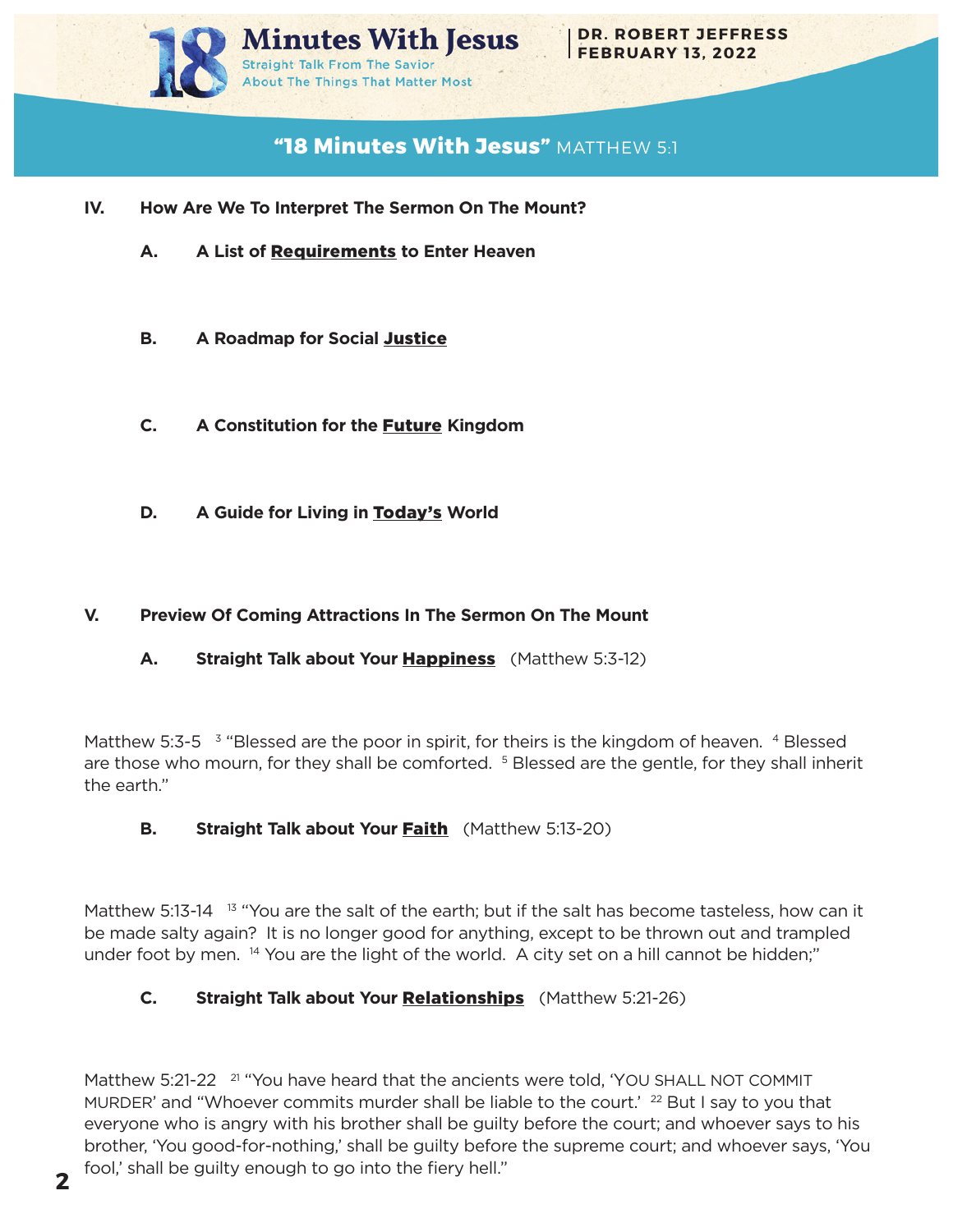## IV. How Are We To Interpret The Sermon On The Mount?

**A. A List of <u>Requirements</u> to Enter Heaven**

**B. A Roadmap for Social <u>Justice</u>**

**C. A Constitution for the <u>Future</u> Kingdom**

**D. A Guide for Living in <u>Today's</u> World**

## V. Preview Of Coming Attractions In The Sermon On The Mount

**A. Straight Talk about Your <u>Happiness</u>** (Matthew 5:3-12)

Matthew 5:3-5 [3] "Blessed are the poor in spirit, for theirs is the kingdom of heaven. [4] Blessed are those who mourn, for they shall be comforted. [5] Blessed are the gentle, for they shall inherit the earth."

**B. Straight Talk about Your <u>Faith</u>** (Matthew 5:13-20)

Matthew 5:13-14 [13] "You are the salt of the earth; but if the salt has become tasteless, how can it be made salty again? It is no longer good for anything, except to be thrown out and trampled under foot by men. [14] You are the light of the world. A city set on a hill cannot be hidden;"

**C. Straight Talk about Your <u>Relationships</u>** (Matthew 5:21-26)

Matthew 5:21-22 [21] "You have heard that the ancients were told, 'YOU SHALL NOT COMMIT MURDER' and "Whoever commits murder shall be liable to the court.' [22] But I say to you that everyone who is angry with his brother shall be guilty before the court; and whoever says to his brother, 'You good-for-nothing,' shall be guilty before the supreme court; and whoever says, 'You fool,' shall be guilty enough to go into the fiery hell."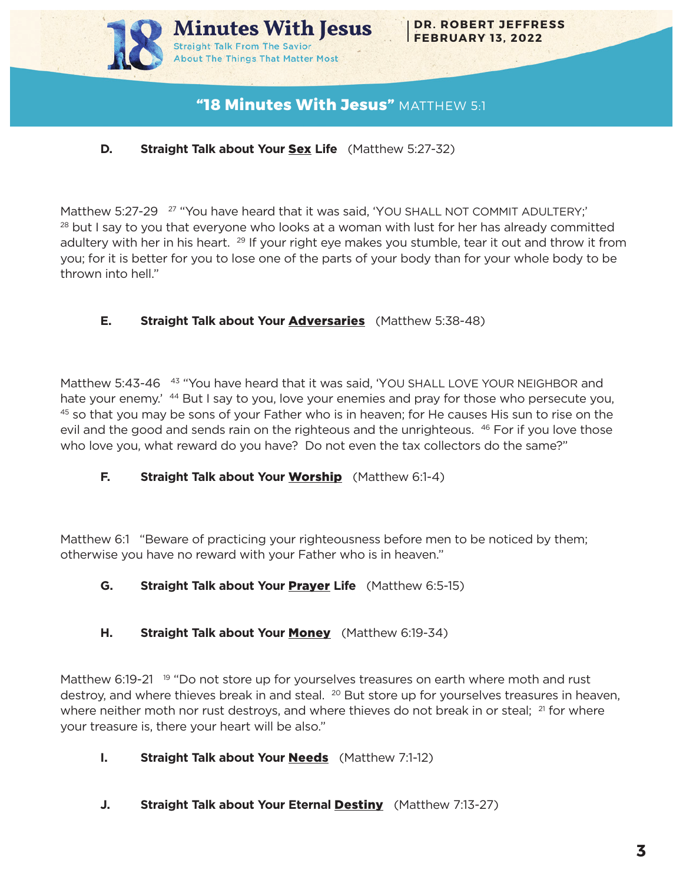**D. Straight Talk about Your <u>Sex</u> Life** (Matthew 5:27-32)

Matthew 5:27-29 [27] "You have heard that it was said, 'YOU SHALL NOT COMMIT ADULTERY;' [28] but I say to you that everyone who looks at a woman with lust for her has already committed adultery with her in his heart. [29] If your right eye makes you stumble, tear it out and throw it from you; for it is better for you to lose one of the parts of your body than for your whole body to be thrown into hell."

**E. Straight Talk about Your <u>Adversaries</u>** (Matthew 5:38-48)

Matthew 5:43-46 [43] "You have heard that it was said, 'YOU SHALL LOVE YOUR NEIGHBOR and hate your enemy.' [44] But I say to you, love your enemies and pray for those who persecute you, [45] so that you may be sons of your Father who is in heaven; for He causes His sun to rise on the evil and the good and sends rain on the righteous and the unrighteous. [46] For if you love those who love you, what reward do you have? Do not even the tax collectors do the same?"

**F. Straight Talk about Your <u>Worship</u>** (Matthew 6:1-4)

Matthew 6:1 "Beware of practicing your righteousness before men to be noticed by them; otherwise you have no reward with your Father who is in heaven."

**G. Straight Talk about Your <u>Prayer</u> Life** (Matthew 6:5-15)

**H. Straight Talk about Your <u>Money</u>** (Matthew 6:19-34)

Matthew 6:19-21 [19] "Do not store up for yourselves treasures on earth where moth and rust destroy, and where thieves break in and steal. [20] But store up for yourselves treasures in heaven, where neither moth nor rust destroys, and where thieves do not break in or steal; [21] for where your treasure is, there your heart will be also."

**I. Straight Talk about Your <u>Needs</u>** (Matthew 7:1-12)

**J. Straight Talk about Your Eternal <u>Destiny</u>** (Matthew 7:13-27)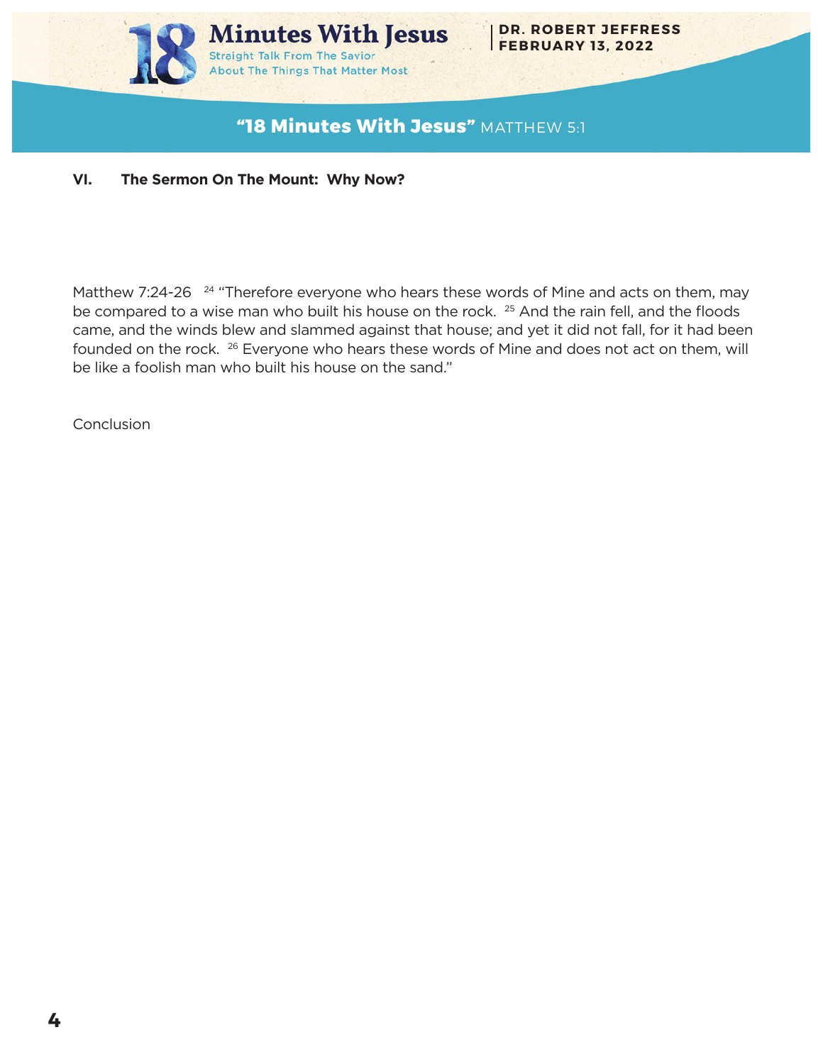## "18 Minutes With Jesus" MATTHEW 5:1

### VI. The Sermon On The Mount: Why Now?

Matthew 7:24-26 [24] "Therefore everyone who hears these words of Mine and acts on them, may be compared to a wise man who built his house on the rock. [25] And the rain fell, and the floods came, and the winds blew and slammed against that house; and yet it did not fall, for it had been founded on the rock. [26] Everyone who hears these words of Mine and does not act on them, will be like a foolish man who built his house on the sand."

Conclusion